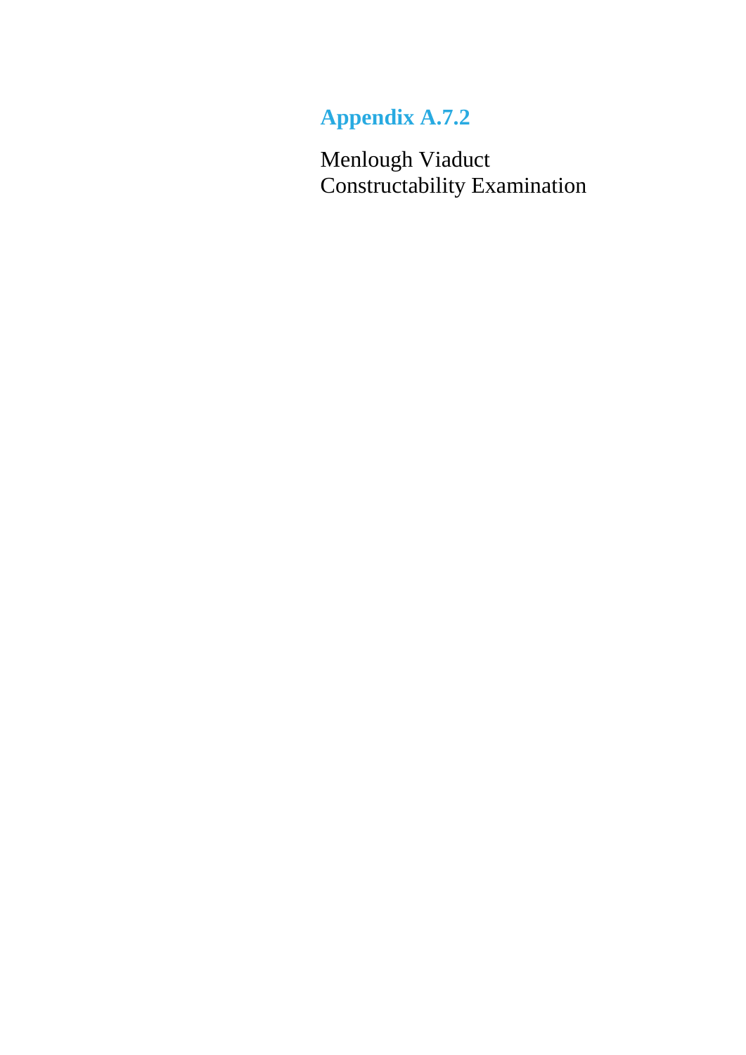# Appendix A.7.2

Menlough Viaduct
Constructability Examination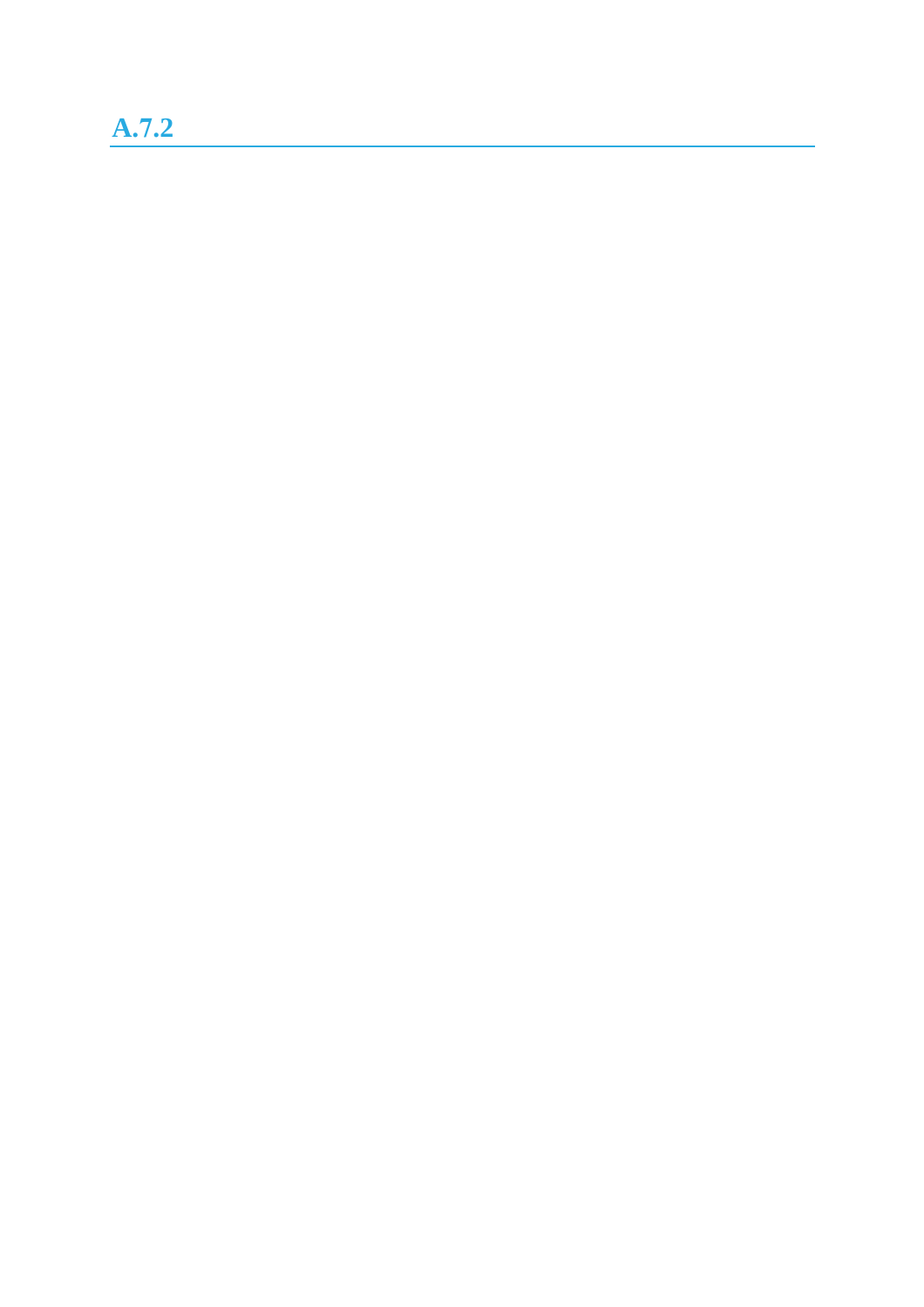## A.7.2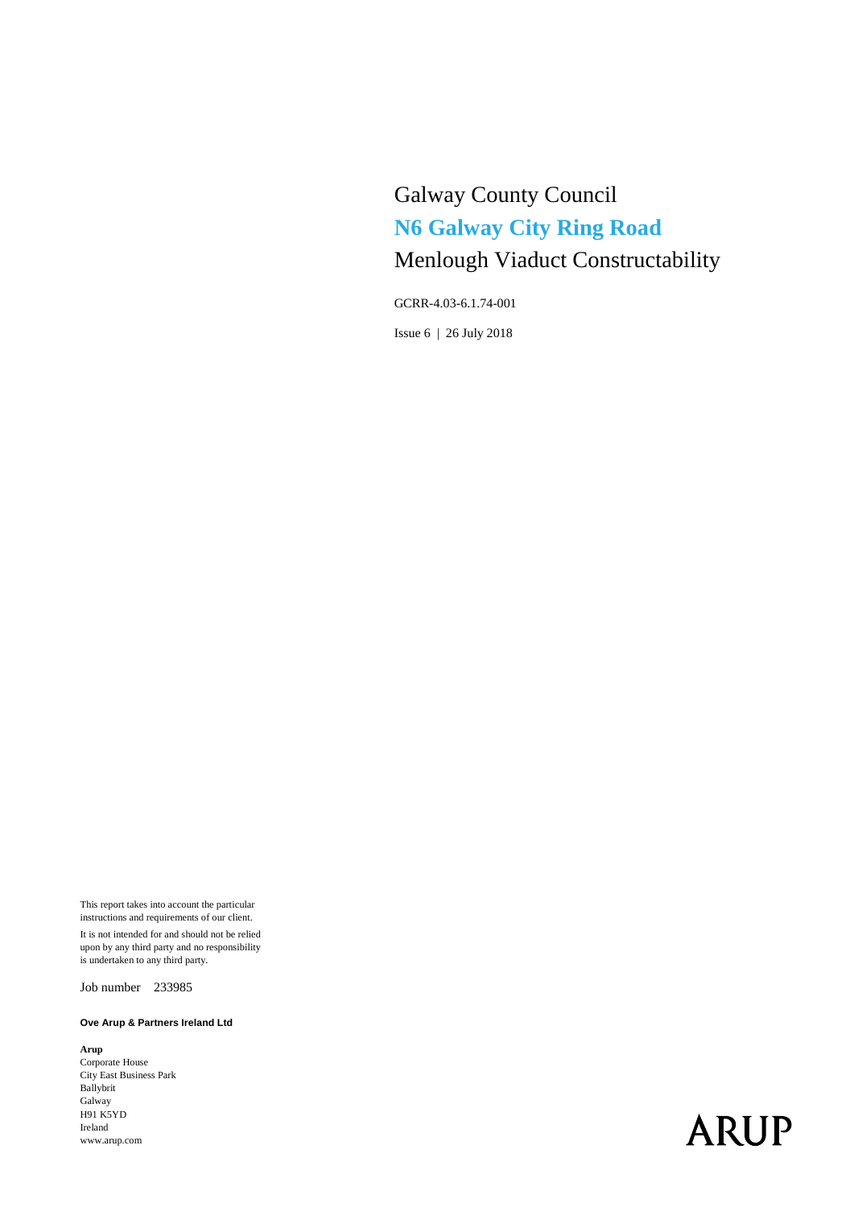# Galway County Council

## N6 Galway City Ring Road

Menlough Viaduct Constructability

GCRR-4.03-6.1.74-001

Issue 6 | 26 July 2018

This report takes into account the particular instructions and requirements of our client.

It is not intended for and should not be relied upon by any third party and no responsibility is undertaken to any third party.

Job number 233985

**Ove Arup & Partners Ireland Ltd**

**Arup**
Corporate House
City East Business Park
Ballybrit
Galway
H91 K5YD
Ireland
www.arup.com

ARUP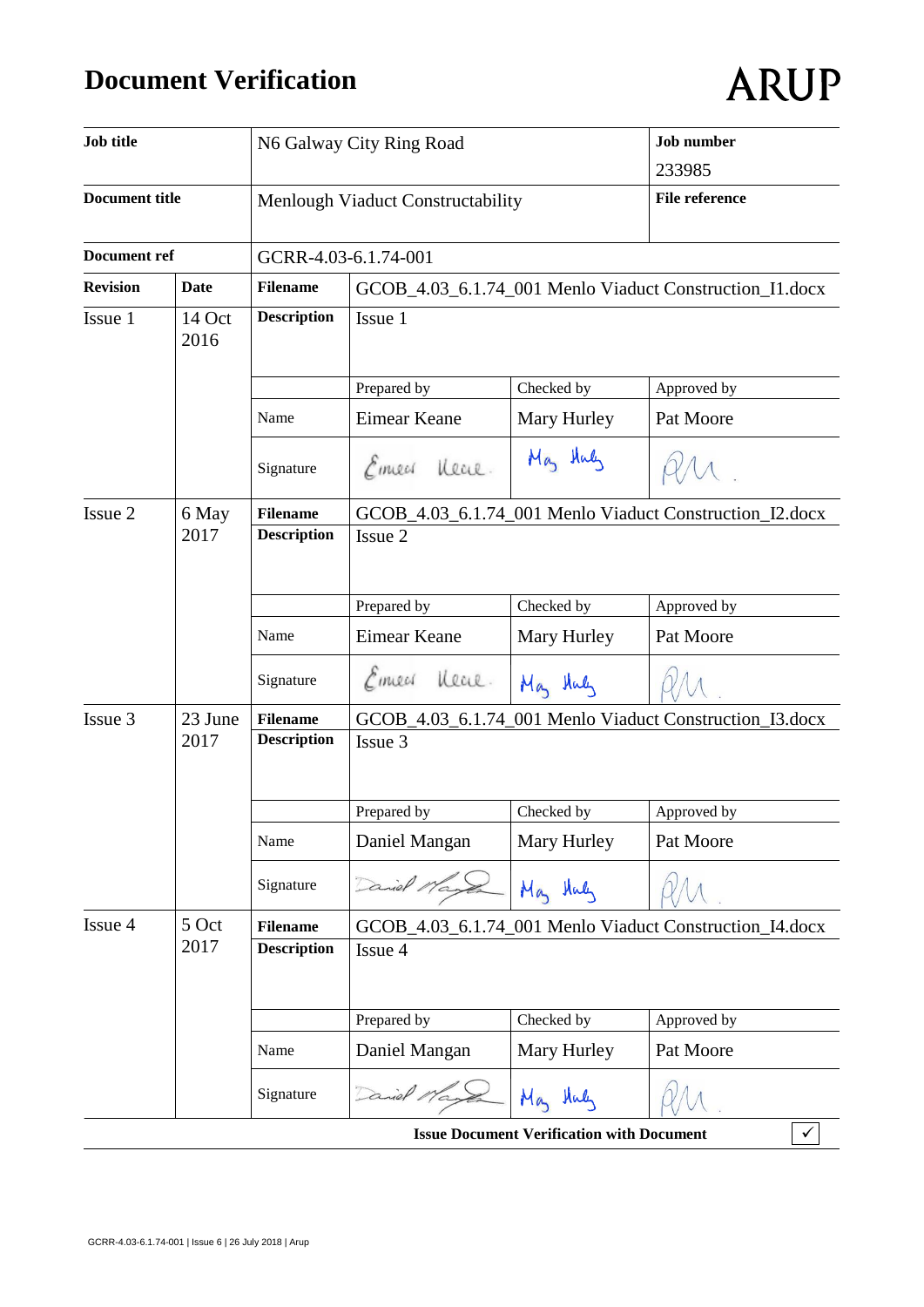# Document Verification

ARUP

| Job title | | N6 Galway City Ring Road | | Job number<br>233985 |
|---|---|---|---|---|
| Document title | | Menlough Viaduct Constructability | | File reference |
| Document ref | | GCRR-4.03-6.1.74-001 | | |
| **Revision** | **Date** | **Filename** | GCOB_4.03_6.1.74_001 Menlo Viaduct Construction_I1.docx | |
| Issue 1 | 14 Oct 2016 | **Description** | Issue 1 | |
| | | | Prepared by | Checked by | Approved by |
| | | Name | Eimear Keane | Mary Hurley | Pat Moore |
| | | Signature | | | |
| Issue 2 | 6 May 2017 | **Filename** | GCOB_4.03_6.1.74_001 Menlo Viaduct Construction_I2.docx | |
| | | **Description** | Issue 2 | |
| | | | Prepared by | Checked by | Approved by |
| | | Name | Eimear Keane | Mary Hurley | Pat Moore |
| | | Signature | | | |
| Issue 3 | 23 June 2017 | **Filename** | GCOB_4.03_6.1.74_001 Menlo Viaduct Construction_I3.docx | |
| | | **Description** | Issue 3 | |
| | | | Prepared by | Checked by | Approved by |
| | | Name | Daniel Mangan | Mary Hurley | Pat Moore |
| | | Signature | | | |
| Issue 4 | 5 Oct 2017 | **Filename** | GCOB_4.03_6.1.74_001 Menlo Viaduct Construction_I4.docx | |
| | | **Description** | Issue 4 | |
| | | | Prepared by | Checked by | Approved by |
| | | Name | Daniel Mangan | Mary Hurley | Pat Moore |
| | | Signature | | | |

**Issue Document Verification with Document** ✓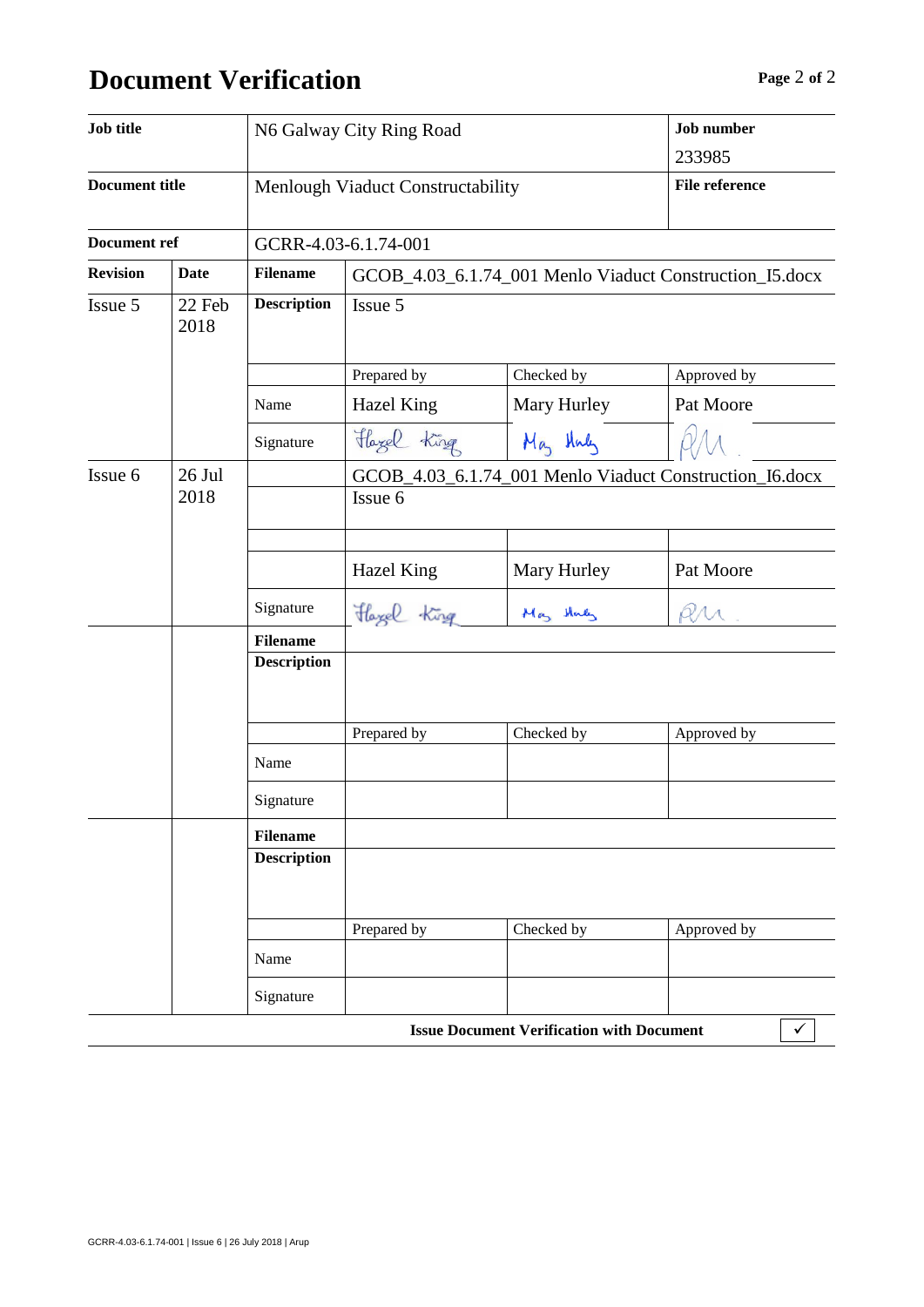# Document Verification

| Job title | | N6 Galway City Ring Road | | | Job number 233985 |
|---|---|---|---|---|---|
| **Document title** | | Menlough Viaduct Constructability | | | **File reference** |
| **Document ref** | | GCRR-4.03-6.1.74-001 | | | |
| **Revision** | **Date** | **Filename** | GCOB_4.03_6.1.74_001 Menlo Viaduct Construction_I5.docx | | |
| Issue 5 | 22 Feb 2018 | **Description** | Issue 5 | | |
| | | | Prepared by | Checked by | Approved by |
| | | Name | Hazel King | Mary Hurley | Pat Moore |
| | | Signature | | | |
| Issue 6 | 26 Jul 2018 | | GCOB_4.03_6.1.74_001 Menlo Viaduct Construction_I6.docx | | |
| | | | Issue 6 | | |
| | | | | | |
| | | | Hazel King | Mary Hurley | Pat Moore |
| | | Signature | | | |
| | | **Filename** | | | |
| | | **Description** | | | |
| | | | Prepared by | Checked by | Approved by |
| | | Name | | | |
| | | Signature | | | |
| | | **Filename** | | | |
| | | **Description** | | | |
| | | | Prepared by | Checked by | Approved by |
| | | Name | | | |
| | | Signature | | | |

**Issue Document Verification with Document** ✓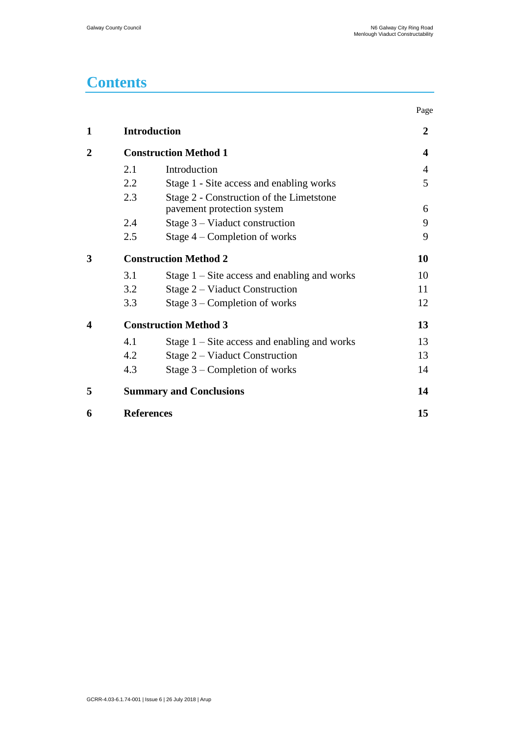# Contents

| | | | Page |
|---|---|---|---|
| **1** | **Introduction** | | **2** |
| **2** | **Construction Method 1** | | **4** |
| | 2.1 | Introduction | 4 |
| | 2.2 | Stage 1 - Site access and enabling works | 5 |
| | 2.3 | Stage 2 - Construction of the Limetstone pavement protection system | 6 |
| | 2.4 | Stage 3 – Viaduct construction | 9 |
| | 2.5 | Stage 4 – Completion of works | 9 |
| **3** | **Construction Method 2** | | **10** |
| | 3.1 | Stage 1 – Site access and enabling and works | 10 |
| | 3.2 | Stage 2 – Viaduct Construction | 11 |
| | 3.3 | Stage 3 – Completion of works | 12 |
| **4** | **Construction Method 3** | | **13** |
| | 4.1 | Stage 1 – Site access and enabling and works | 13 |
| | 4.2 | Stage 2 – Viaduct Construction | 13 |
| | 4.3 | Stage 3 – Completion of works | 14 |
| **5** | **Summary and Conclusions** | | **14** |
| **6** | **References** | | **15** |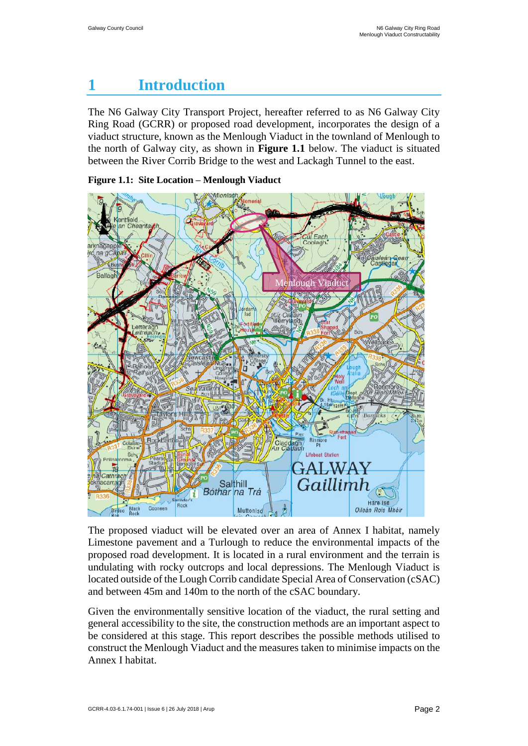# 1 Introduction

The N6 Galway City Transport Project, hereafter referred to as N6 Galway City Ring Road (GCRR) or proposed road development, incorporates the design of a viaduct structure, known as the Menlough Viaduct in the townland of Menlough to the north of Galway city, as shown in **Figure 1.1** below. The viaduct is situated between the River Corrib Bridge to the west and Lackagh Tunnel to the east.

**Figure 1.1: Site Location – Menlough Viaduct**

The proposed viaduct will be elevated over an area of Annex I habitat, namely Limestone pavement and a Turlough to reduce the environmental impacts of the proposed road development. It is located in a rural environment and the terrain is undulating with rocky outcrops and local depressions. The Menlough Viaduct is located outside of the Lough Corrib candidate Special Area of Conservation (cSAC) and between 45m and 140m to the north of the cSAC boundary.

Given the environmentally sensitive location of the viaduct, the rural setting and general accessibility to the site, the construction methods are an important aspect to be considered at this stage. This report describes the possible methods utilised to construct the Menlough Viaduct and the measures taken to minimise impacts on the Annex I habitat.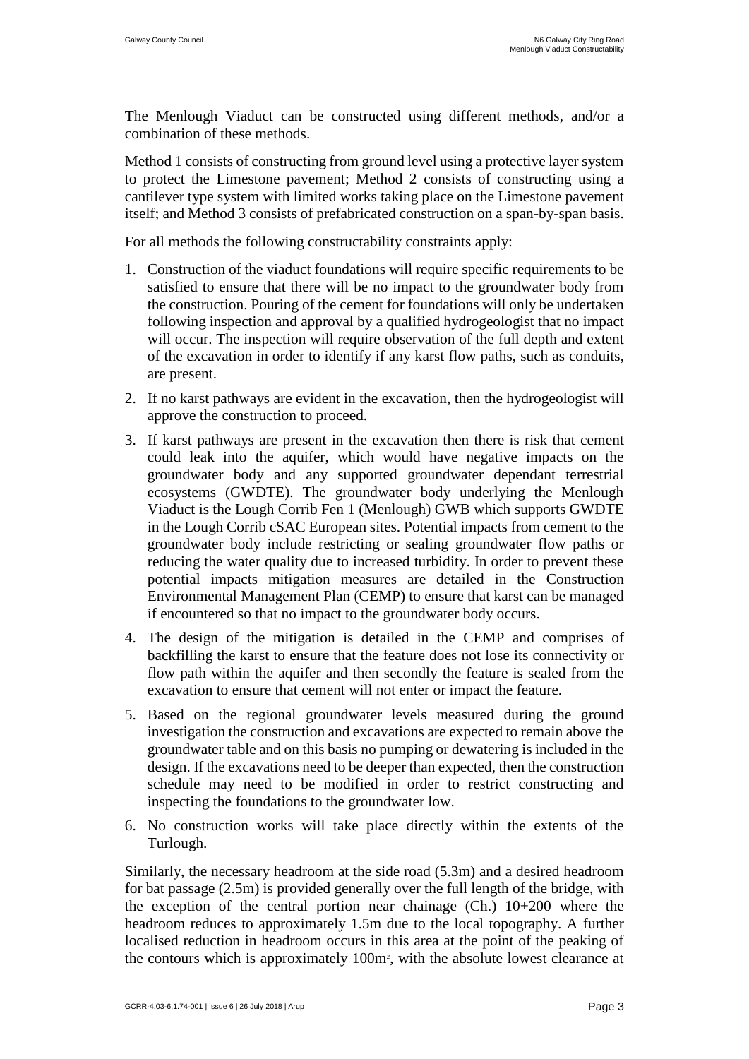The Menlough Viaduct can be constructed using different methods, and/or a combination of these methods.

Method 1 consists of constructing from ground level using a protective layer system to protect the Limestone pavement; Method 2 consists of constructing using a cantilever type system with limited works taking place on the Limestone pavement itself; and Method 3 consists of prefabricated construction on a span-by-span basis.

For all methods the following constructability constraints apply:

1. Construction of the viaduct foundations will require specific requirements to be satisfied to ensure that there will be no impact to the groundwater body from the construction. Pouring of the cement for foundations will only be undertaken following inspection and approval by a qualified hydrogeologist that no impact will occur. The inspection will require observation of the full depth and extent of the excavation in order to identify if any karst flow paths, such as conduits, are present.
2. If no karst pathways are evident in the excavation, then the hydrogeologist will approve the construction to proceed.
3. If karst pathways are present in the excavation then there is risk that cement could leak into the aquifer, which would have negative impacts on the groundwater body and any supported groundwater dependant terrestrial ecosystems (GWDTE). The groundwater body underlying the Menlough Viaduct is the Lough Corrib Fen 1 (Menlough) GWB which supports GWDTE in the Lough Corrib cSAC European sites. Potential impacts from cement to the groundwater body include restricting or sealing groundwater flow paths or reducing the water quality due to increased turbidity. In order to prevent these potential impacts mitigation measures are detailed in the Construction Environmental Management Plan (CEMP) to ensure that karst can be managed if encountered so that no impact to the groundwater body occurs.
4. The design of the mitigation is detailed in the CEMP and comprises of backfilling the karst to ensure that the feature does not lose its connectivity or flow path within the aquifer and then secondly the feature is sealed from the excavation to ensure that cement will not enter or impact the feature.
5. Based on the regional groundwater levels measured during the ground investigation the construction and excavations are expected to remain above the groundwater table and on this basis no pumping or dewatering is included in the design. If the excavations need to be deeper than expected, then the construction schedule may need to be modified in order to restrict constructing and inspecting the foundations to the groundwater low.
6. No construction works will take place directly within the extents of the Turlough.

Similarly, the necessary headroom at the side road (5.3m) and a desired headroom for bat passage (2.5m) is provided generally over the full length of the bridge, with the exception of the central portion near chainage (Ch.) 10+200 where the headroom reduces to approximately 1.5m due to the local topography. A further localised reduction in headroom occurs in this area at the point of the peaking of the contours which is approximately 100m$^2$, with the absolute lowest clearance at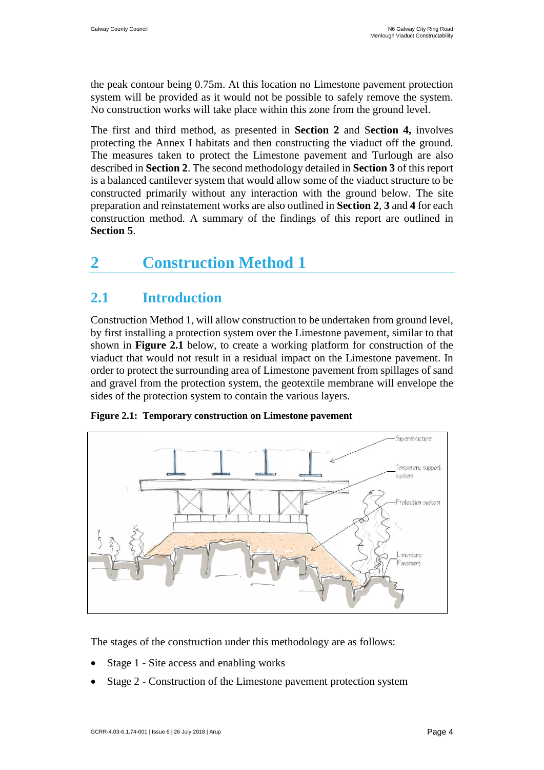the peak contour being 0.75m. At this location no Limestone pavement protection system will be provided as it would not be possible to safely remove the system. No construction works will take place within this zone from the ground level.

The first and third method, as presented in **Section 2** and S**ection 4,** involves protecting the Annex I habitats and then constructing the viaduct off the ground. The measures taken to protect the Limestone pavement and Turlough are also described in **Section 2**. The second methodology detailed in **Section 3** of this report is a balanced cantilever system that would allow some of the viaduct structure to be constructed primarily without any interaction with the ground below. The site preparation and reinstatement works are also outlined in **Section 2**, **3** and **4** for each construction method. A summary of the findings of this report are outlined in **Section 5**.

# 2 Construction Method 1

## 2.1 Introduction

Construction Method 1, will allow construction to be undertaken from ground level, by first installing a protection system over the Limestone pavement, similar to that shown in **Figure 2.1** below, to create a working platform for construction of the viaduct that would not result in a residual impact on the Limestone pavement. In order to protect the surrounding area of Limestone pavement from spillages of sand and gravel from the protection system, the geotextile membrane will envelope the sides of the protection system to contain the various layers.

**Figure 2.1: Temporary construction on Limestone pavement**

The stages of the construction under this methodology are as follows:

- Stage 1 - Site access and enabling works
- Stage 2 - Construction of the Limestone pavement protection system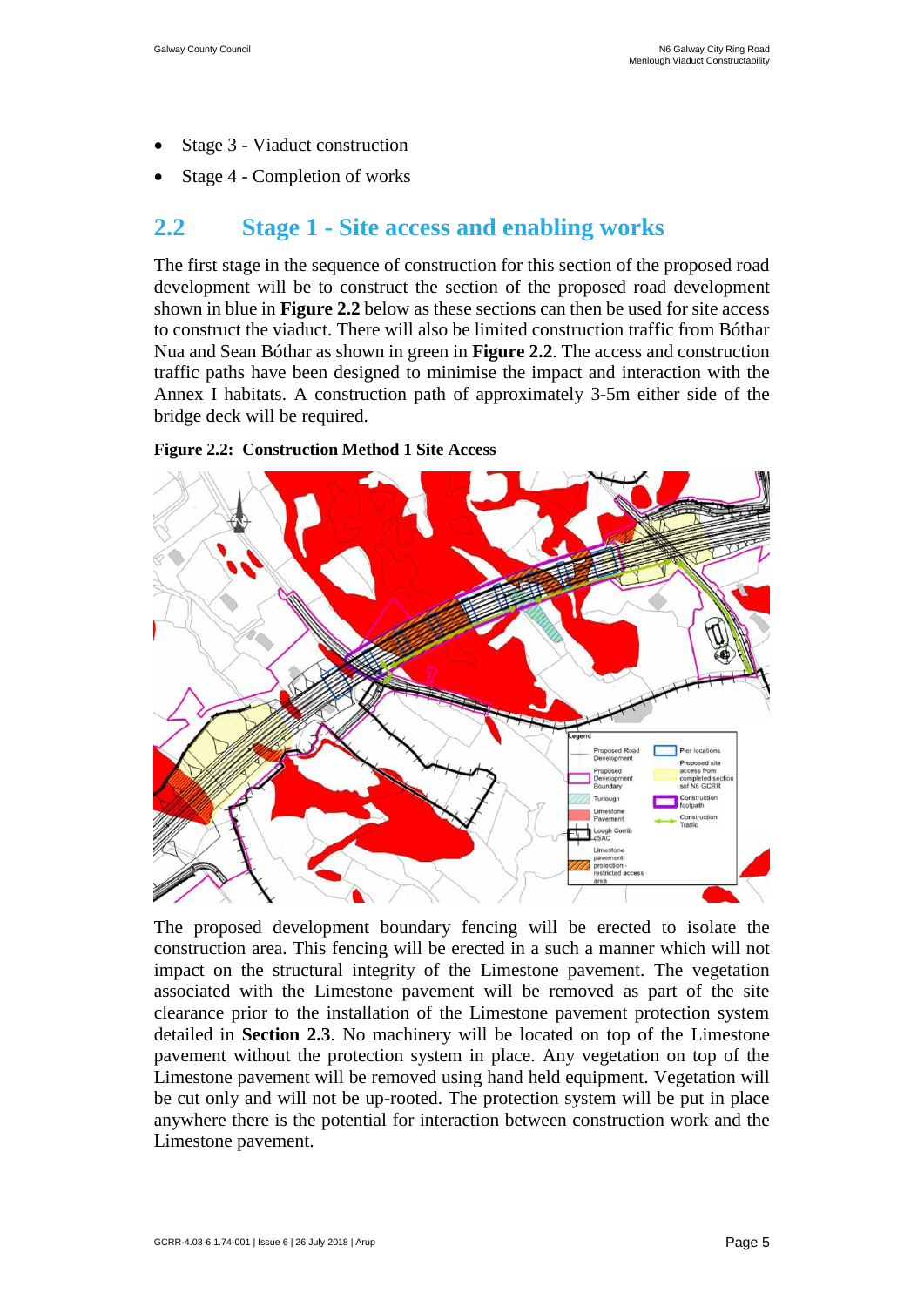- Stage 3 - Viaduct construction
- Stage 4 - Completion of works

## 2.2 Stage 1 - Site access and enabling works

The first stage in the sequence of construction for this section of the proposed road development will be to construct the section of the proposed road development shown in blue in **Figure 2.2** below as these sections can then be used for site access to construct the viaduct. There will also be limited construction traffic from Bóthar Nua and Sean Bóthar as shown in green in **Figure 2.2**. The access and construction traffic paths have been designed to minimise the impact and interaction with the Annex I habitats. A construction path of approximately 3-5m either side of the bridge deck will be required.

**Figure 2.2: Construction Method 1 Site Access**

The proposed development boundary fencing will be erected to isolate the construction area. This fencing will be erected in a such a manner which will not impact on the structural integrity of the Limestone pavement. The vegetation associated with the Limestone pavement will be removed as part of the site clearance prior to the installation of the Limestone pavement protection system detailed in **Section 2.3**. No machinery will be located on top of the Limestone pavement without the protection system in place. Any vegetation on top of the Limestone pavement will be removed using hand held equipment. Vegetation will be cut only and will not be up-rooted. The protection system will be put in place anywhere there is the potential for interaction between construction work and the Limestone pavement.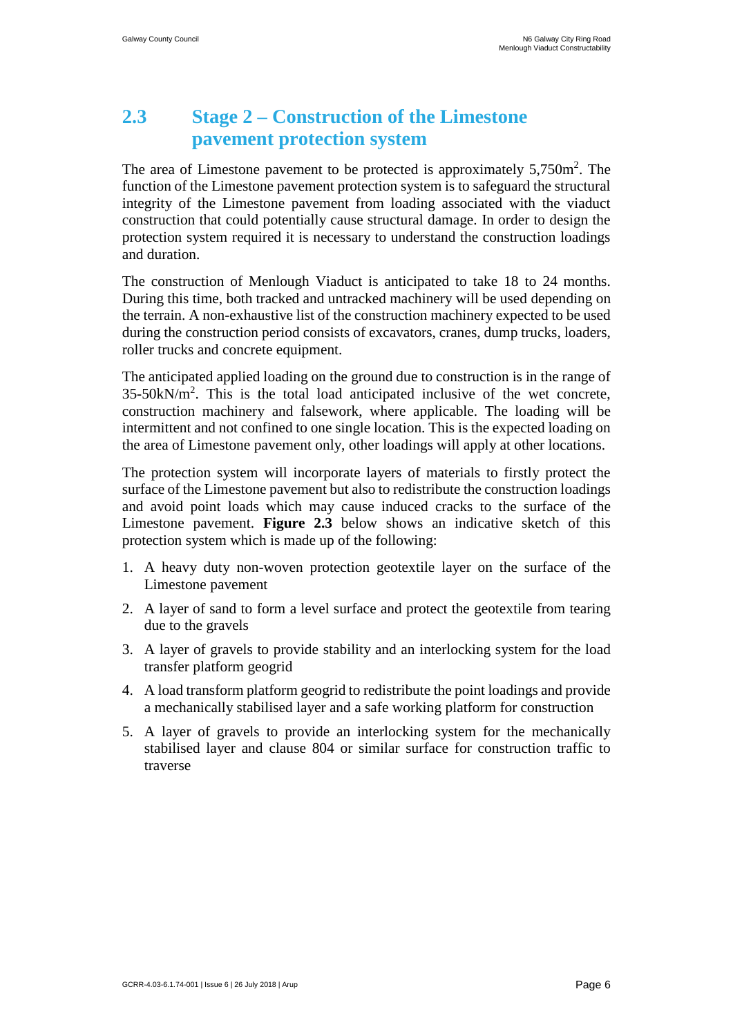## 2.3 Stage 2 – Construction of the Limestone pavement protection system

The area of Limestone pavement to be protected is approximately 5,750m$^2$. The function of the Limestone pavement protection system is to safeguard the structural integrity of the Limestone pavement from loading associated with the viaduct construction that could potentially cause structural damage. In order to design the protection system required it is necessary to understand the construction loadings and duration.

The construction of Menlough Viaduct is anticipated to take 18 to 24 months. During this time, both tracked and untracked machinery will be used depending on the terrain. A non-exhaustive list of the construction machinery expected to be used during the construction period consists of excavators, cranes, dump trucks, loaders, roller trucks and concrete equipment.

The anticipated applied loading on the ground due to construction is in the range of 35-50kN/m$^2$. This is the total load anticipated inclusive of the wet concrete, construction machinery and falsework, where applicable. The loading will be intermittent and not confined to one single location. This is the expected loading on the area of Limestone pavement only, other loadings will apply at other locations.

The protection system will incorporate layers of materials to firstly protect the surface of the Limestone pavement but also to redistribute the construction loadings and avoid point loads which may cause induced cracks to the surface of the Limestone pavement. **Figure 2.3** below shows an indicative sketch of this protection system which is made up of the following:

1. A heavy duty non-woven protection geotextile layer on the surface of the Limestone pavement
2. A layer of sand to form a level surface and protect the geotextile from tearing due to the gravels
3. A layer of gravels to provide stability and an interlocking system for the load transfer platform geogrid
4. A load transform platform geogrid to redistribute the point loadings and provide a mechanically stabilised layer and a safe working platform for construction
5. A layer of gravels to provide an interlocking system for the mechanically stabilised layer and clause 804 or similar surface for construction traffic to traverse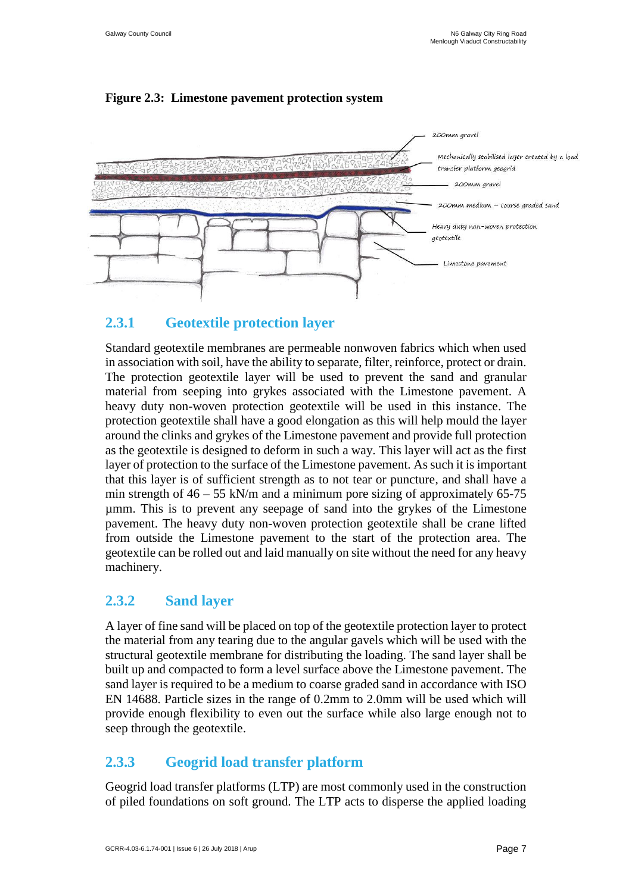**Figure 2.3: Limestone pavement protection system**

### 2.3.1 Geotextile protection layer

Standard geotextile membranes are permeable nonwoven fabrics which when used in association with soil, have the ability to separate, filter, reinforce, protect or drain. The protection geotextile layer will be used to prevent the sand and granular material from seeping into grykes associated with the Limestone pavement. A heavy duty non-woven protection geotextile will be used in this instance. The protection geotextile shall have a good elongation as this will help mould the layer around the clinks and grykes of the Limestone pavement and provide full protection as the geotextile is designed to deform in such a way. This layer will act as the first layer of protection to the surface of the Limestone pavement. As such it is important that this layer is of sufficient strength as to not tear or puncture, and shall have a min strength of 46 – 55 kN/m and a minimum pore sizing of approximately 65-75 µmm. This is to prevent any seepage of sand into the grykes of the Limestone pavement. The heavy duty non-woven protection geotextile shall be crane lifted from outside the Limestone pavement to the start of the protection area. The geotextile can be rolled out and laid manually on site without the need for any heavy machinery.

### 2.3.2 Sand layer

A layer of fine sand will be placed on top of the geotextile protection layer to protect the material from any tearing due to the angular gavels which will be used with the structural geotextile membrane for distributing the loading. The sand layer shall be built up and compacted to form a level surface above the Limestone pavement. The sand layer is required to be a medium to coarse graded sand in accordance with ISO EN 14688. Particle sizes in the range of 0.2mm to 2.0mm will be used which will provide enough flexibility to even out the surface while also large enough not to seep through the geotextile.

### 2.3.3 Geogrid load transfer platform

Geogrid load transfer platforms (LTP) are most commonly used in the construction of piled foundations on soft ground. The LTP acts to disperse the applied loading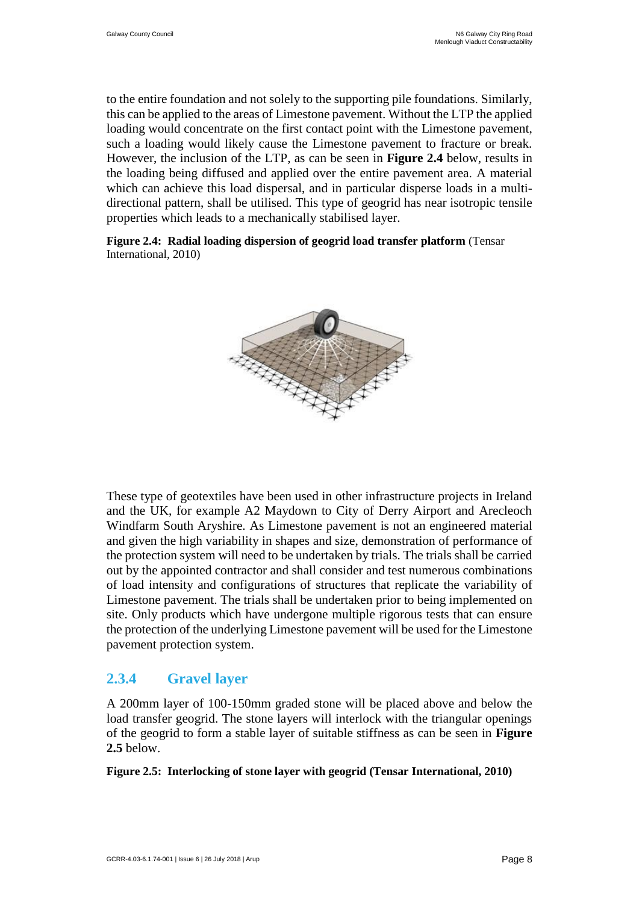to the entire foundation and not solely to the supporting pile foundations. Similarly, this can be applied to the areas of Limestone pavement. Without the LTP the applied loading would concentrate on the first contact point with the Limestone pavement, such a loading would likely cause the Limestone pavement to fracture or break. However, the inclusion of the LTP, as can be seen in **Figure 2.4** below, results in the loading being diffused and applied over the entire pavement area. A material which can achieve this load dispersal, and in particular disperse loads in a multi-directional pattern, shall be utilised. This type of geogrid has near isotropic tensile properties which leads to a mechanically stabilised layer.

**Figure 2.4: Radial loading dispersion of geogrid load transfer platform** (Tensar International, 2010)

These type of geotextiles have been used in other infrastructure projects in Ireland and the UK, for example A2 Maydown to City of Derry Airport and Arecleoch Windfarm South Aryshire. As Limestone pavement is not an engineered material and given the high variability in shapes and size, demonstration of performance of the protection system will need to be undertaken by trials. The trials shall be carried out by the appointed contractor and shall consider and test numerous combinations of load intensity and configurations of structures that replicate the variability of Limestone pavement. The trials shall be undertaken prior to being implemented on site. Only products which have undergone multiple rigorous tests that can ensure the protection of the underlying Limestone pavement will be used for the Limestone pavement protection system.

### 2.3.4 Gravel layer

A 200mm layer of 100-150mm graded stone will be placed above and below the load transfer geogrid. The stone layers will interlock with the triangular openings of the geogrid to form a stable layer of suitable stiffness as can be seen in **Figure 2.5** below.

**Figure 2.5: Interlocking of stone layer with geogrid (Tensar International, 2010)**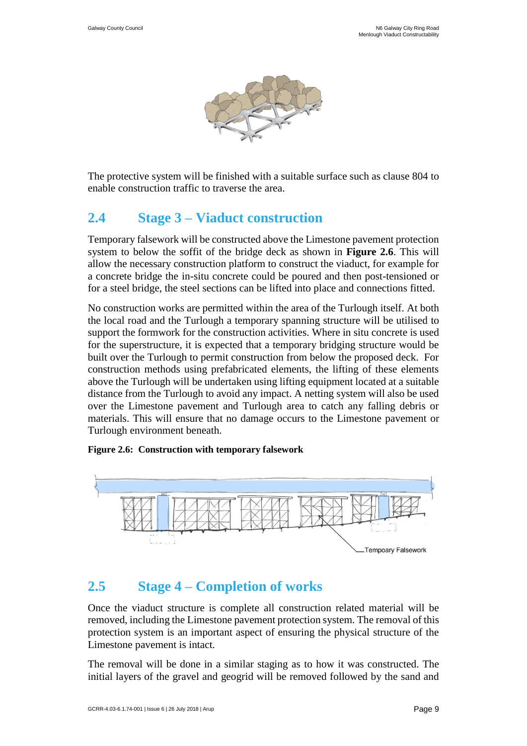The protective system will be finished with a suitable surface such as clause 804 to enable construction traffic to traverse the area.

## 2.4 Stage 3 – Viaduct construction

Temporary falsework will be constructed above the Limestone pavement protection system to below the soffit of the bridge deck as shown in **Figure 2.6**. This will allow the necessary construction platform to construct the viaduct, for example for a concrete bridge the in-situ concrete could be poured and then post-tensioned or for a steel bridge, the steel sections can be lifted into place and connections fitted.

No construction works are permitted within the area of the Turlough itself. At both the local road and the Turlough a temporary spanning structure will be utilised to support the formwork for the construction activities. Where in situ concrete is used for the superstructure, it is expected that a temporary bridging structure would be built over the Turlough to permit construction from below the proposed deck. For construction methods using prefabricated elements, the lifting of these elements above the Turlough will be undertaken using lifting equipment located at a suitable distance from the Turlough to avoid any impact. A netting system will also be used over the Limestone pavement and Turlough area to catch any falling debris or materials. This will ensure that no damage occurs to the Limestone pavement or Turlough environment beneath.

**Figure 2.6: Construction with temporary falsework**

## 2.5 Stage 4 – Completion of works

Once the viaduct structure is complete all construction related material will be removed, including the Limestone pavement protection system. The removal of this protection system is an important aspect of ensuring the physical structure of the Limestone pavement is intact.

The removal will be done in a similar staging as to how it was constructed. The initial layers of the gravel and geogrid will be removed followed by the sand and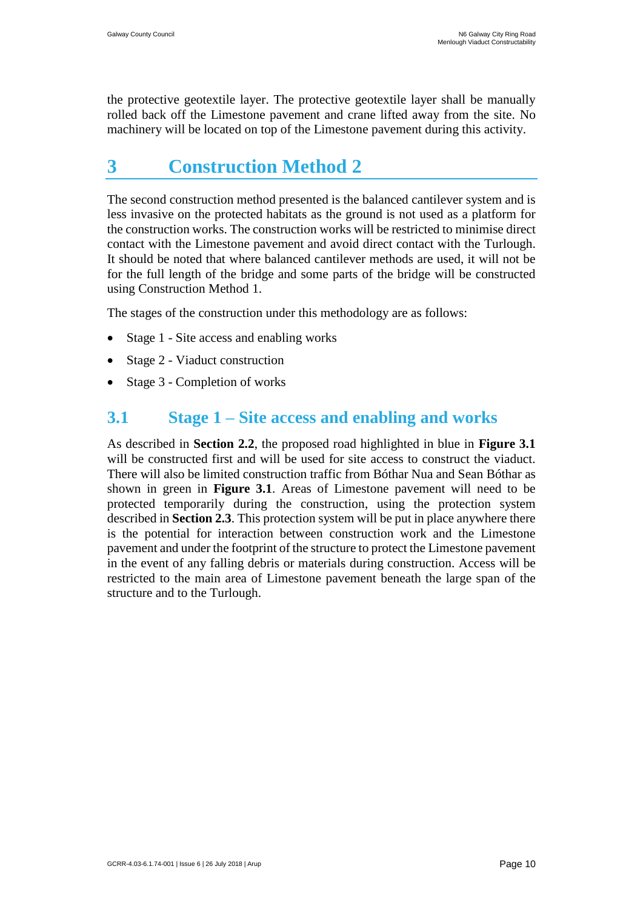the protective geotextile layer. The protective geotextile layer shall be manually rolled back off the Limestone pavement and crane lifted away from the site. No machinery will be located on top of the Limestone pavement during this activity.

# 3 Construction Method 2

The second construction method presented is the balanced cantilever system and is less invasive on the protected habitats as the ground is not used as a platform for the construction works. The construction works will be restricted to minimise direct contact with the Limestone pavement and avoid direct contact with the Turlough. It should be noted that where balanced cantilever methods are used, it will not be for the full length of the bridge and some parts of the bridge will be constructed using Construction Method 1.

The stages of the construction under this methodology are as follows:

- Stage 1 - Site access and enabling works
- Stage 2 - Viaduct construction
- Stage 3 - Completion of works

## 3.1 Stage 1 – Site access and enabling and works

As described in **Section 2.2**, the proposed road highlighted in blue in **Figure 3.1** will be constructed first and will be used for site access to construct the viaduct. There will also be limited construction traffic from Bóthar Nua and Sean Bóthar as shown in green in **Figure 3.1**. Areas of Limestone pavement will need to be protected temporarily during the construction, using the protection system described in **Section 2.3**. This protection system will be put in place anywhere there is the potential for interaction between construction work and the Limestone pavement and under the footprint of the structure to protect the Limestone pavement in the event of any falling debris or materials during construction. Access will be restricted to the main area of Limestone pavement beneath the large span of the structure and to the Turlough.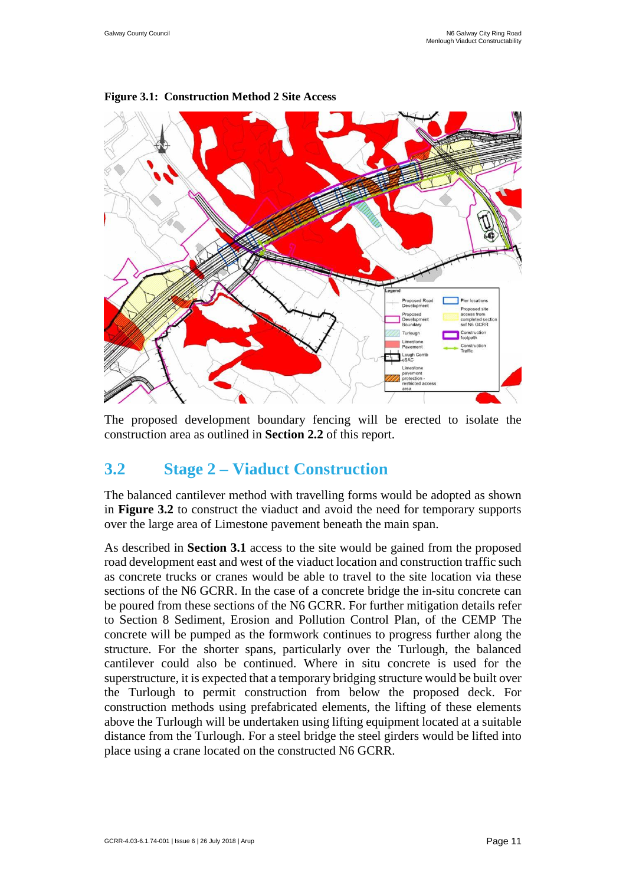**Figure 3.1: Construction Method 2 Site Access**

The proposed development boundary fencing will be erected to isolate the construction area as outlined in **Section 2.2** of this report.

## 3.2 Stage 2 – Viaduct Construction

The balanced cantilever method with travelling forms would be adopted as shown in **Figure 3.2** to construct the viaduct and avoid the need for temporary supports over the large area of Limestone pavement beneath the main span.

As described in **Section 3.1** access to the site would be gained from the proposed road development east and west of the viaduct location and construction traffic such as concrete trucks or cranes would be able to travel to the site location via these sections of the N6 GCRR. In the case of a concrete bridge the in-situ concrete can be poured from these sections of the N6 GCRR. For further mitigation details refer to Section 8 Sediment, Erosion and Pollution Control Plan, of the CEMP The concrete will be pumped as the formwork continues to progress further along the structure. For the shorter spans, particularly over the Turlough, the balanced cantilever could also be continued. Where in situ concrete is used for the superstructure, it is expected that a temporary bridging structure would be built over the Turlough to permit construction from below the proposed deck. For construction methods using prefabricated elements, the lifting of these elements above the Turlough will be undertaken using lifting equipment located at a suitable distance from the Turlough. For a steel bridge the steel girders would be lifted into place using a crane located on the constructed N6 GCRR.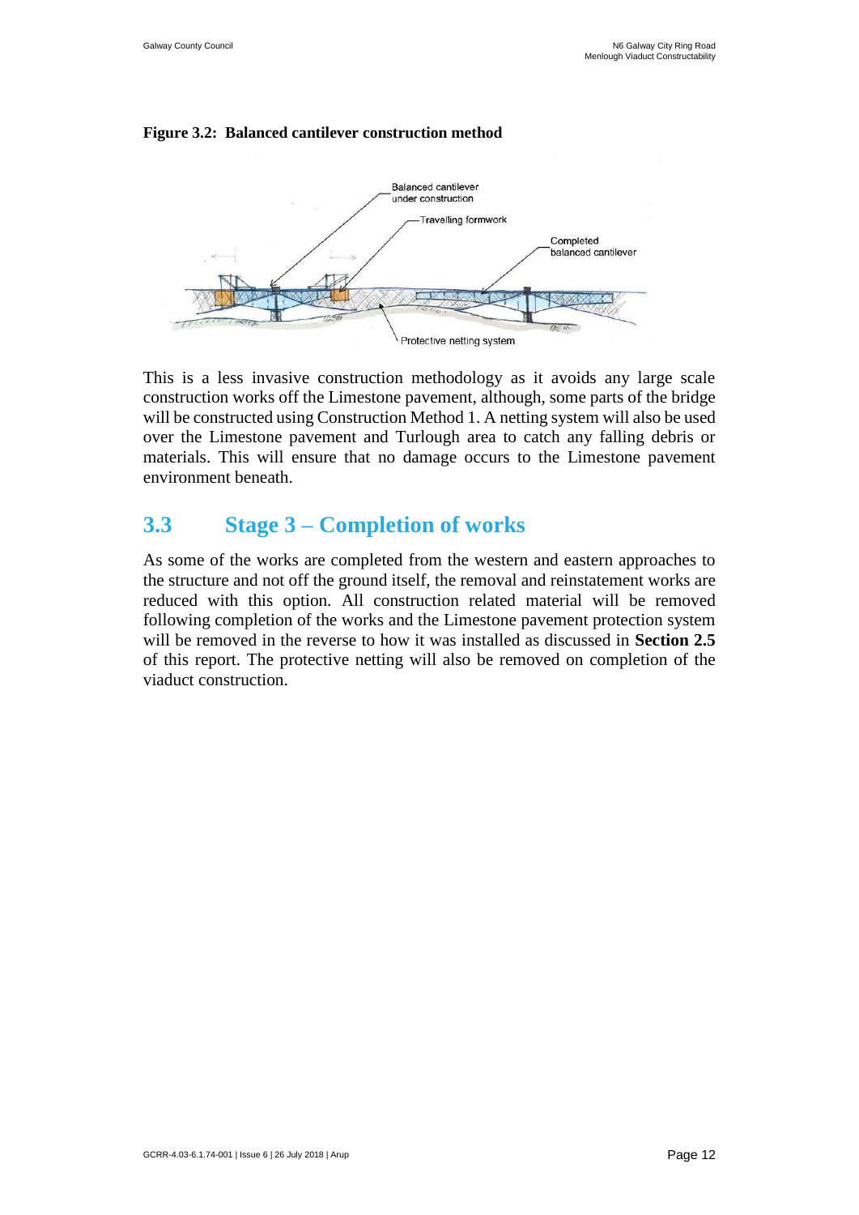**Figure 3.2: Balanced cantilever construction method**

This is a less invasive construction methodology as it avoids any large scale construction works off the Limestone pavement, although, some parts of the bridge will be constructed using Construction Method 1. A netting system will also be used over the Limestone pavement and Turlough area to catch any falling debris or materials. This will ensure that no damage occurs to the Limestone pavement environment beneath.

## 3.3 Stage 3 – Completion of works

As some of the works are completed from the western and eastern approaches to the structure and not off the ground itself, the removal and reinstatement works are reduced with this option. All construction related material will be removed following completion of the works and the Limestone pavement protection system will be removed in the reverse to how it was installed as discussed in **Section 2.5** of this report. The protective netting will also be removed on completion of the viaduct construction.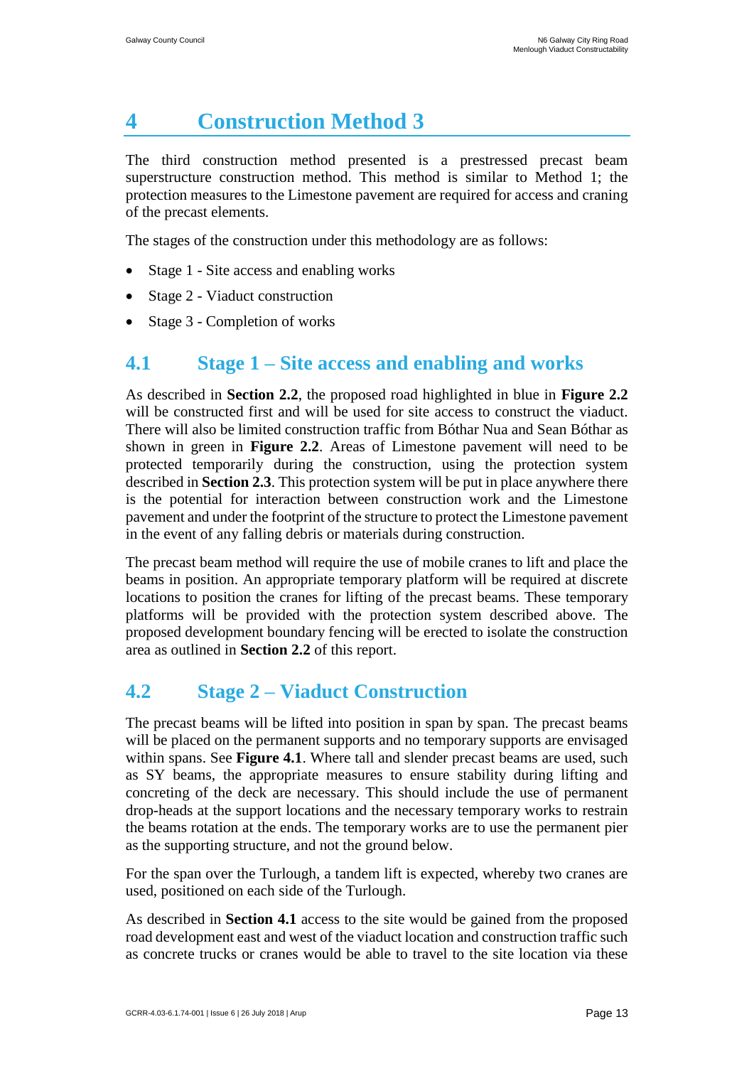# 4 Construction Method 3

The third construction method presented is a prestressed precast beam superstructure construction method. This method is similar to Method 1; the protection measures to the Limestone pavement are required for access and craning of the precast elements.

The stages of the construction under this methodology are as follows:

- Stage 1 - Site access and enabling works
- Stage 2 - Viaduct construction
- Stage 3 - Completion of works

## 4.1 Stage 1 – Site access and enabling and works

As described in **Section 2.2**, the proposed road highlighted in blue in **Figure 2.2** will be constructed first and will be used for site access to construct the viaduct. There will also be limited construction traffic from Bóthar Nua and Sean Bóthar as shown in green in **Figure 2.2**. Areas of Limestone pavement will need to be protected temporarily during the construction, using the protection system described in **Section 2.3**. This protection system will be put in place anywhere there is the potential for interaction between construction work and the Limestone pavement and under the footprint of the structure to protect the Limestone pavement in the event of any falling debris or materials during construction.

The precast beam method will require the use of mobile cranes to lift and place the beams in position. An appropriate temporary platform will be required at discrete locations to position the cranes for lifting of the precast beams. These temporary platforms will be provided with the protection system described above. The proposed development boundary fencing will be erected to isolate the construction area as outlined in **Section 2.2** of this report.

## 4.2 Stage 2 – Viaduct Construction

The precast beams will be lifted into position in span by span. The precast beams will be placed on the permanent supports and no temporary supports are envisaged within spans. See **Figure 4.1**. Where tall and slender precast beams are used, such as SY beams, the appropriate measures to ensure stability during lifting and concreting of the deck are necessary. This should include the use of permanent drop-heads at the support locations and the necessary temporary works to restrain the beams rotation at the ends. The temporary works are to use the permanent pier as the supporting structure, and not the ground below.

For the span over the Turlough, a tandem lift is expected, whereby two cranes are used, positioned on each side of the Turlough.

As described in **Section 4.1** access to the site would be gained from the proposed road development east and west of the viaduct location and construction traffic such as concrete trucks or cranes would be able to travel to the site location via these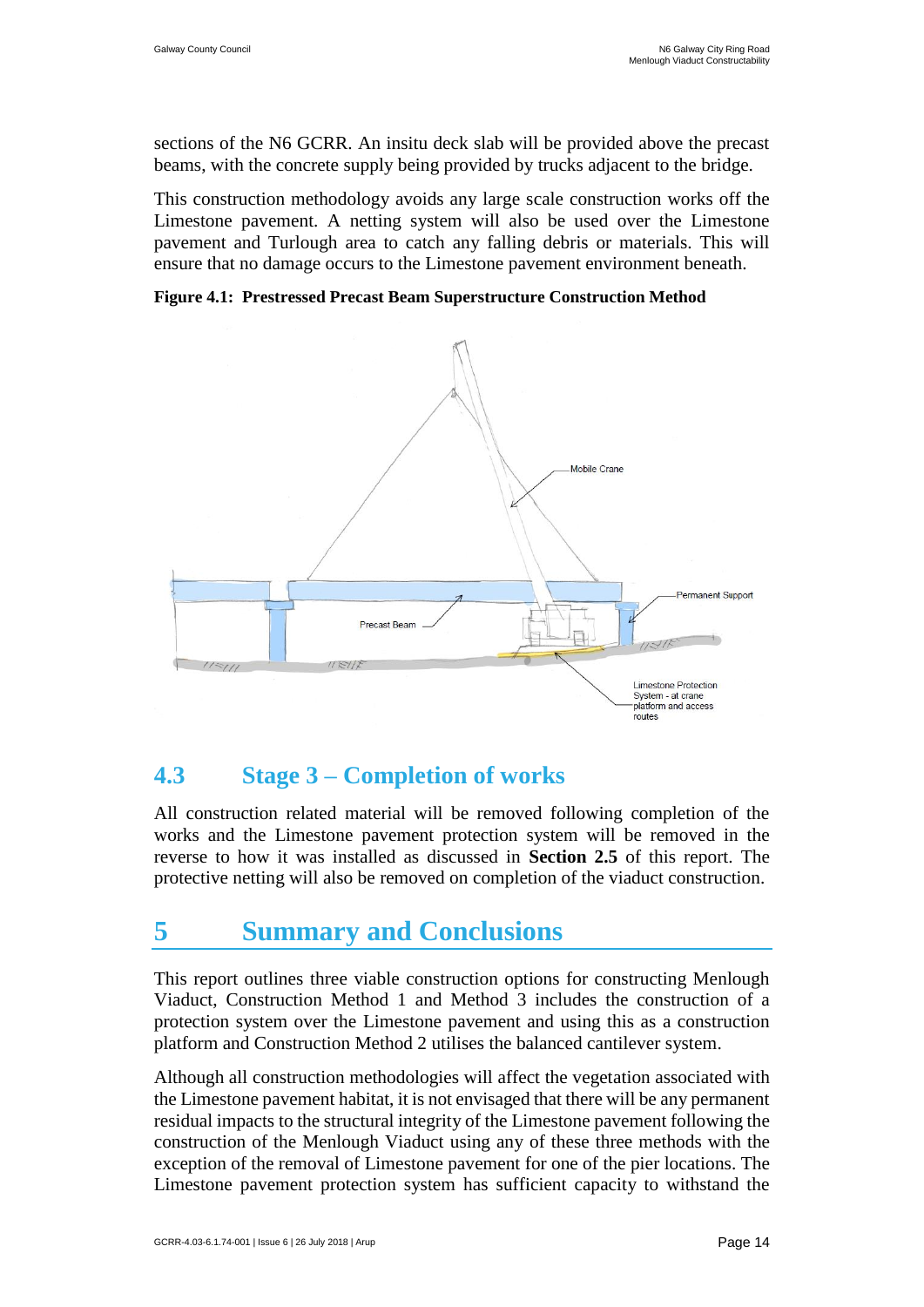sections of the N6 GCRR. An insitu deck slab will be provided above the precast beams, with the concrete supply being provided by trucks adjacent to the bridge.

This construction methodology avoids any large scale construction works off the Limestone pavement. A netting system will also be used over the Limestone pavement and Turlough area to catch any falling debris or materials. This will ensure that no damage occurs to the Limestone pavement environment beneath.

**Figure 4.1: Prestressed Precast Beam Superstructure Construction Method**

Mobile Crane

Permanent Support

Precast Beam

Limestone Protection System - at crane platform and access routes

## 4.3 Stage 3 – Completion of works

All construction related material will be removed following completion of the works and the Limestone pavement protection system will be removed in the reverse to how it was installed as discussed in **Section 2.5** of this report. The protective netting will also be removed on completion of the viaduct construction.

# 5 Summary and Conclusions

This report outlines three viable construction options for constructing Menlough Viaduct, Construction Method 1 and Method 3 includes the construction of a protection system over the Limestone pavement and using this as a construction platform and Construction Method 2 utilises the balanced cantilever system.

Although all construction methodologies will affect the vegetation associated with the Limestone pavement habitat, it is not envisaged that there will be any permanent residual impacts to the structural integrity of the Limestone pavement following the construction of the Menlough Viaduct using any of these three methods with the exception of the removal of Limestone pavement for one of the pier locations. The Limestone pavement protection system has sufficient capacity to withstand the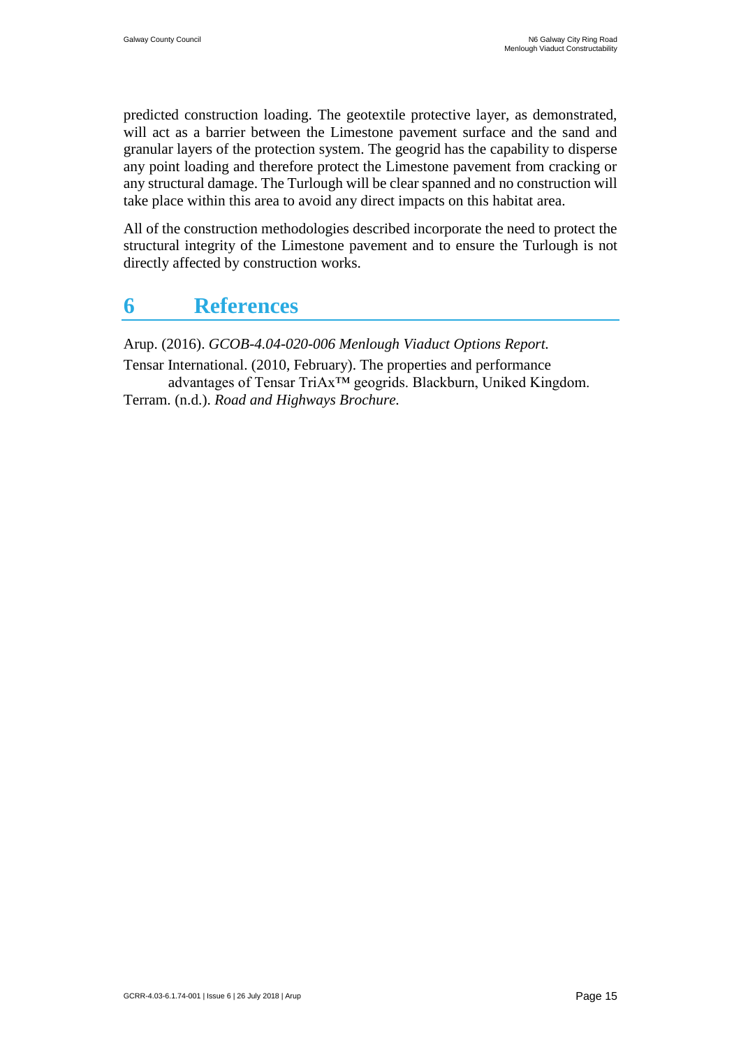predicted construction loading. The geotextile protective layer, as demonstrated, will act as a barrier between the Limestone pavement surface and the sand and granular layers of the protection system. The geogrid has the capability to disperse any point loading and therefore protect the Limestone pavement from cracking or any structural damage. The Turlough will be clear spanned and no construction will take place within this area to avoid any direct impacts on this habitat area.

All of the construction methodologies described incorporate the need to protect the structural integrity of the Limestone pavement and to ensure the Turlough is not directly affected by construction works.

# 6 References

Arup. (2016). *GCOB-4.04-020-006 Menlough Viaduct Options Report.*

Tensar International. (2010, February). The properties and performance advantages of Tensar TriAx™ geogrids. Blackburn, Uniked Kingdom.

Terram. (n.d.). *Road and Highways Brochure.*